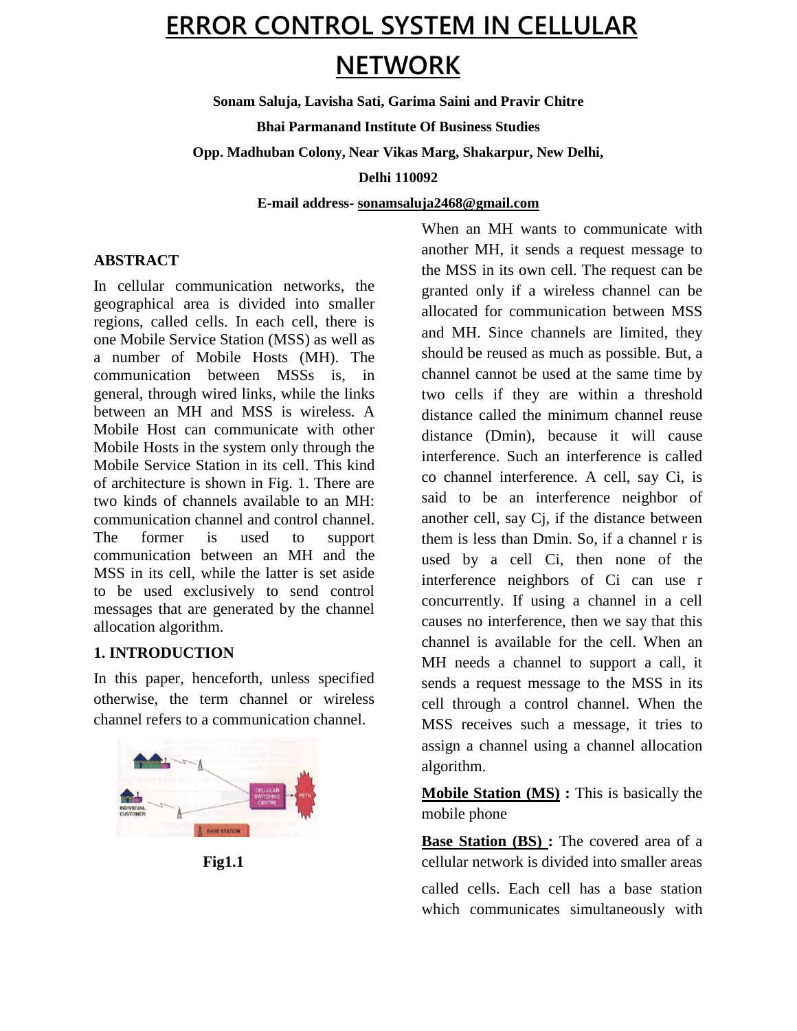# ERROR CONTROL SYSTEM IN CELLULAR NETWORK

**Sonam Saluja, Lavisha Sati, Garima Saini and Pravir Chitre**

**Bhai Parmanand Institute Of Business Studies**

**Opp. Madhuban Colony, Near Vikas Marg, Shakarpur, New Delhi, Delhi 110092**

**E-mail address- sonamsaluja2468@gmail.com**

## ABSTRACT

In cellular communication networks, the geographical area is divided into smaller regions, called cells. In each cell, there is one Mobile Service Station (MSS) as well as a number of Mobile Hosts (MH). The communication between MSSs is, in general, through wired links, while the links between an MH and MSS is wireless. A Mobile Host can communicate with other Mobile Hosts in the system only through the Mobile Service Station in its cell. This kind of architecture is shown in Fig. 1. There are two kinds of channels available to an MH: communication channel and control channel. The former is used to support communication between an MH and the MSS in its cell, while the latter is set aside to be used exclusively to send control messages that are generated by the channel allocation algorithm.

## 1. INTRODUCTION

In this paper, henceforth, unless specified otherwise, the term channel or wireless channel refers to a communication channel.

**Fig1.1**

When an MH wants to communicate with another MH, it sends a request message to the MSS in its own cell. The request can be granted only if a wireless channel can be allocated for communication between MSS and MH. Since channels are limited, they should be reused as much as possible. But, a channel cannot be used at the same time by two cells if they are within a threshold distance called the minimum channel reuse distance (Dmin), because it will cause interference. Such an interference is called co channel interference. A cell, say Ci, is said to be an interference neighbor of another cell, say Cj, if the distance between them is less than Dmin. So, if a channel r is used by a cell Ci, then none of the interference neighbors of Ci can use r concurrently. If using a channel in a cell causes no interference, then we say that this channel is available for the cell. When an MH needs a channel to support a call, it sends a request message to the MSS in its cell through a control channel. When the MSS receives such a message, it tries to assign a channel using a channel allocation algorithm.

**Mobile Station (MS) :** This is basically the mobile phone

**Base Station (BS) :** The covered area of a cellular network is divided into smaller areas called cells. Each cell has a base station which communicates simultaneously with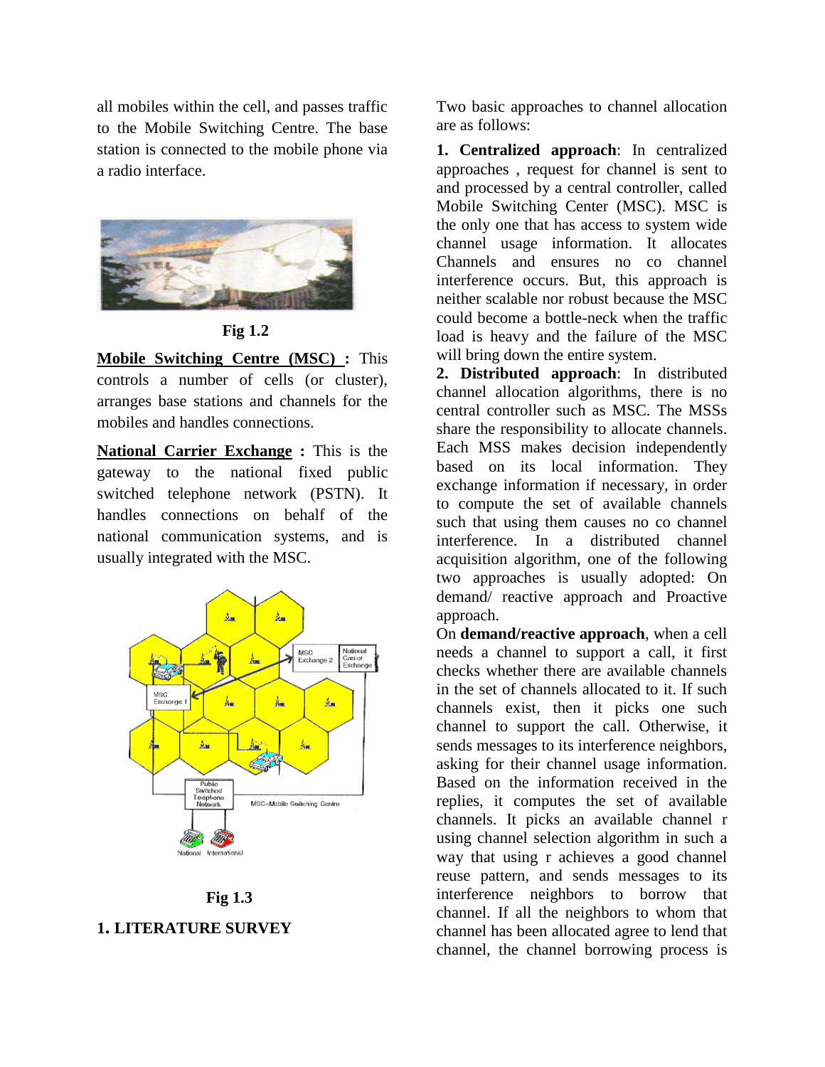all mobiles within the cell, and passes traffic to the Mobile Switching Centre. The base station is connected to the mobile phone via a radio interface.

Fig 1.2

**Mobile Switching Centre (MSC) :** This controls a number of cells (or cluster), arranges base stations and channels for the mobiles and handles connections.

**National Carrier Exchange :** This is the gateway to the national fixed public switched telephone network (PSTN). It handles connections on behalf of the national communication systems, and is usually integrated with the MSC.

Fig 1.3

## 1. LITERATURE SURVEY

Two basic approaches to channel allocation are as follows:

**1. Centralized approach**: In centralized approaches , request for channel is sent to and processed by a central controller, called Mobile Switching Center (MSC). MSC is the only one that has access to system wide channel usage information. It allocates Channels and ensures no co channel interference occurs. But, this approach is neither scalable nor robust because the MSC could become a bottle-neck when the traffic load is heavy and the failure of the MSC will bring down the entire system.

**2. Distributed approach**: In distributed channel allocation algorithms, there is no central controller such as MSC. The MSSs share the responsibility to allocate channels. Each MSS makes decision independently based on its local information. They exchange information if necessary, in order to compute the set of available channels such that using them causes no co channel interference. In a distributed channel acquisition algorithm, one of the following two approaches is usually adopted: On demand/ reactive approach and Proactive approach.

On **demand/reactive approach**, when a cell needs a channel to support a call, it first checks whether there are available channels in the set of channels allocated to it. If such channels exist, then it picks one such channel to support the call. Otherwise, it sends messages to its interference neighbors, asking for their channel usage information. Based on the information received in the replies, it computes the set of available channels. It picks an available channel r using channel selection algorithm in such a way that using r achieves a good channel reuse pattern, and sends messages to its interference neighbors to borrow that channel. If all the neighbors to whom that channel has been allocated agree to lend that channel, the channel borrowing process is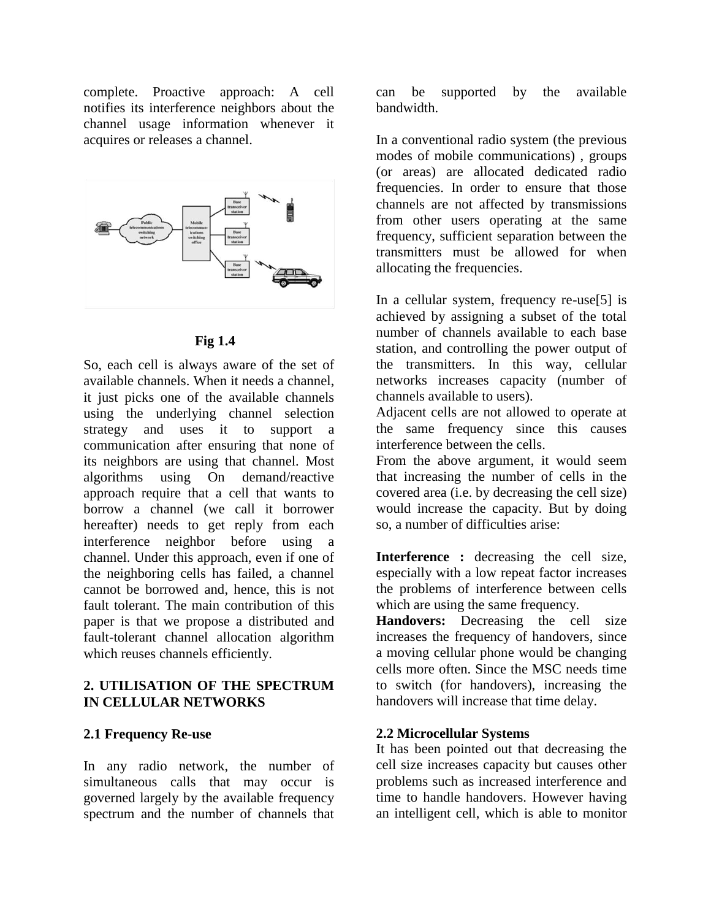complete. Proactive approach: A cell notifies its interference neighbors about the channel usage information whenever it acquires or releases a channel.

**Fig 1.4**

So, each cell is always aware of the set of available channels. When it needs a channel, it just picks one of the available channels using the underlying channel selection strategy and uses it to support a communication after ensuring that none of its neighbors are using that channel. Most algorithms using On demand/reactive approach require that a cell that wants to borrow a channel (we call it borrower hereafter) needs to get reply from each interference neighbor before using a channel. Under this approach, even if one of the neighboring cells has failed, a channel cannot be borrowed and, hence, this is not fault tolerant. The main contribution of this paper is that we propose a distributed and fault-tolerant channel allocation algorithm which reuses channels efficiently.

## 2. UTILISATION OF THE SPECTRUM IN CELLULAR NETWORKS

### 2.1 Frequency Re-use

In any radio network, the number of simultaneous calls that may occur is governed largely by the available frequency spectrum and the number of channels that can be supported by the available bandwidth.

In a conventional radio system (the previous modes of mobile communications) , groups (or areas) are allocated dedicated radio frequencies. In order to ensure that those channels are not affected by transmissions from other users operating at the same frequency, sufficient separation between the transmitters must be allowed for when allocating the frequencies.

In a cellular system, frequency re-use[5] is achieved by assigning a subset of the total number of channels available to each base station, and controlling the power output of the transmitters. In this way, cellular networks increases capacity (number of channels available to users).

Adjacent cells are not allowed to operate at the same frequency since this causes interference between the cells.

From the above argument, it would seem that increasing the number of cells in the covered area (i.e. by decreasing the cell size) would increase the capacity. But by doing so, a number of difficulties arise:

**Interference :** decreasing the cell size, especially with a low repeat factor increases the problems of interference between cells which are using the same frequency.

**Handovers:** Decreasing the cell size increases the frequency of handovers, since a moving cellular phone would be changing cells more often. Since the MSC needs time to switch (for handovers), increasing the handovers will increase that time delay.

### 2.2 Microcellular Systems

It has been pointed out that decreasing the cell size increases capacity but causes other problems such as increased interference and time to handle handovers. However having an intelligent cell, which is able to monitor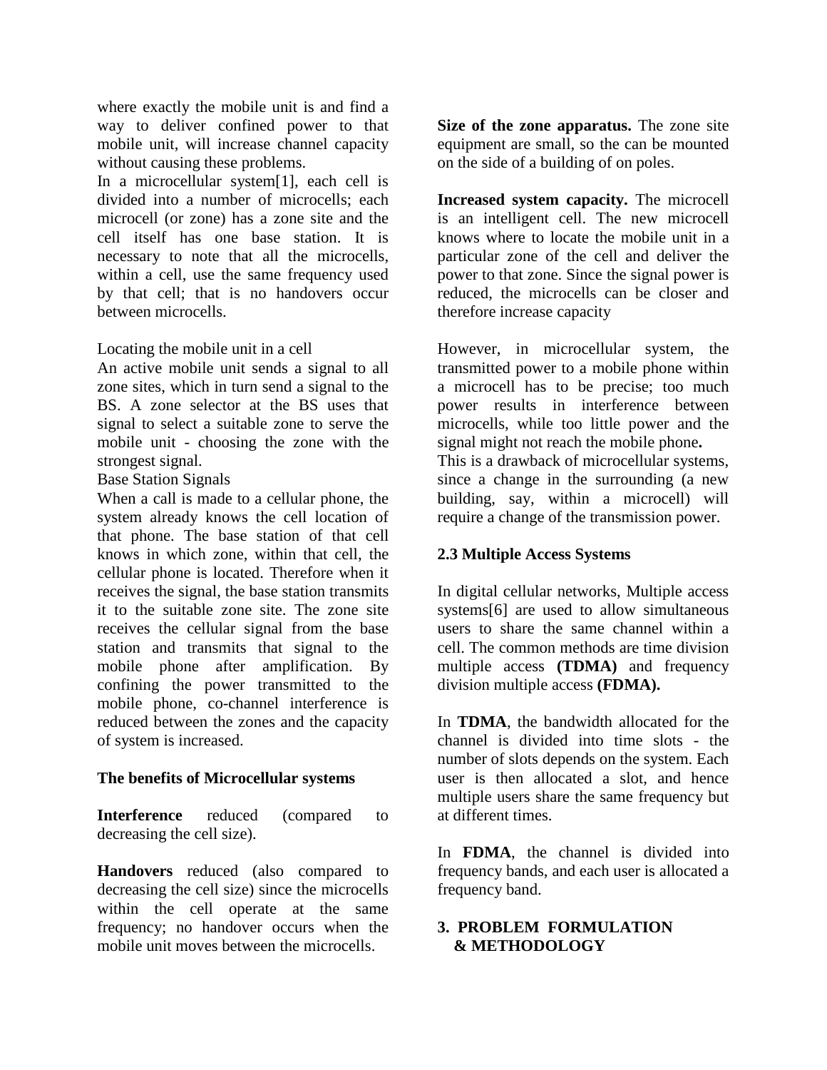where exactly the mobile unit is and find a way to deliver confined power to that mobile unit, will increase channel capacity without causing these problems.

In a microcellular system[1], each cell is divided into a number of microcells; each microcell (or zone) has a zone site and the cell itself has one base station. It is necessary to note that all the microcells, within a cell, use the same frequency used by that cell; that is no handovers occur between microcells.

Locating the mobile unit in a cell

An active mobile unit sends a signal to all zone sites, which in turn send a signal to the BS. A zone selector at the BS uses that signal to select a suitable zone to serve the mobile unit - choosing the zone with the strongest signal.

Base Station Signals

When a call is made to a cellular phone, the system already knows the cell location of that phone. The base station of that cell knows in which zone, within that cell, the cellular phone is located. Therefore when it receives the signal, the base station transmits it to the suitable zone site. The zone site receives the cellular signal from the base station and transmits that signal to the mobile phone after amplification. By confining the power transmitted to the mobile phone, co-channel interference is reduced between the zones and the capacity of system is increased.

**The benefits of Microcellular systems**

**Interference** reduced (compared to decreasing the cell size).

**Handovers** reduced (also compared to decreasing the cell size) since the microcells within the cell operate at the same frequency; no handover occurs when the mobile unit moves between the microcells.

**Size of the zone apparatus.** The zone site equipment are small, so the can be mounted on the side of a building of on poles.

**Increased system capacity.** The microcell is an intelligent cell. The new microcell knows where to locate the mobile unit in a particular zone of the cell and deliver the power to that zone. Since the signal power is reduced, the microcells can be closer and therefore increase capacity

However, in microcellular system, the transmitted power to a mobile phone within a microcell has to be precise; too much power results in interference between microcells, while too little power and the signal might not reach the mobile phone**.**

This is a drawback of microcellular systems, since a change in the surrounding (a new building, say, within a microcell) will require a change of the transmission power.

**2.3 Multiple Access Systems**

In digital cellular networks, Multiple access systems[6] are used to allow simultaneous users to share the same channel within a cell. The common methods are time division multiple access **(TDMA)** and frequency division multiple access **(FDMA).**

In **TDMA**, the bandwidth allocated for the channel is divided into time slots - the number of slots depends on the system. Each user is then allocated a slot, and hence multiple users share the same frequency but at different times.

In **FDMA**, the channel is divided into frequency bands, and each user is allocated a frequency band.

## 3. PROBLEM FORMULATION & METHODOLOGY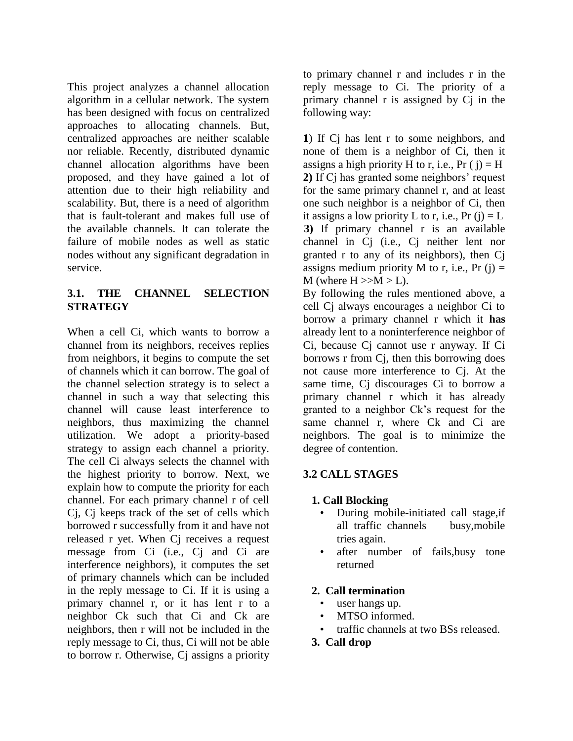This project analyzes a channel allocation algorithm in a cellular network. The system has been designed with focus on centralized approaches to allocating channels. But, centralized approaches are neither scalable nor reliable. Recently, distributed dynamic channel allocation algorithms have been proposed, and they have gained a lot of attention due to their high reliability and scalability. But, there is a need of algorithm that is fault-tolerant and makes full use of the available channels. It can tolerate the failure of mobile nodes as well as static nodes without any significant degradation in service.

### 3.1. THE CHANNEL SELECTION STRATEGY

When a cell Ci, which wants to borrow a channel from its neighbors, receives replies from neighbors, it begins to compute the set of channels which it can borrow. The goal of the channel selection strategy is to select a channel in such a way that selecting this channel will cause least interference to neighbors, thus maximizing the channel utilization. We adopt a priority-based strategy to assign each channel a priority. The cell Ci always selects the channel with the highest priority to borrow. Next, we explain how to compute the priority for each channel. For each primary channel r of cell Cj, Cj keeps track of the set of cells which borrowed r successfully from it and have not released r yet. When Cj receives a request message from Ci (i.e., Cj and Ci are interference neighbors), it computes the set of primary channels which can be included in the reply message to Ci. If it is using a primary channel r, or it has lent r to a neighbor Ck such that Ci and Ck are neighbors, then r will not be included in the reply message to Ci, thus, Ci will not be able to borrow r. Otherwise, Cj assigns a priority to primary channel r and includes r in the reply message to Ci. The priority of a primary channel r is assigned by Cj in the following way:

**1**) If Cj has lent r to some neighbors, and none of them is a neighbor of Ci, then it assigns a high priority H to r, i.e., Pr ( j) = H
**2)** If Cj has granted some neighbors' request for the same primary channel r, and at least one such neighbor is a neighbor of Ci, then it assigns a low priority L to r, i.e., Pr (j) = L
**3)** If primary channel r is an available channel in Cj (i.e., Cj neither lent nor granted r to any of its neighbors), then Cj assigns medium priority M to r, i.e., Pr (j) = M (where H >>M > L).

By following the rules mentioned above, a cell Cj always encourages a neighbor Ci to borrow a primary channel r which it **has** already lent to a noninterference neighbor of Ci, because Cj cannot use r anyway. If Ci borrows r from Cj, then this borrowing does not cause more interference to Cj. At the same time, Cj discourages Ci to borrow a primary channel r which it has already granted to a neighbor Ck's request for the same channel r, where Ck and Ci are neighbors. The goal is to minimize the degree of contention.

### 3.2 CALL STAGES

**1. Call Blocking**

- During mobile-initiated call stage,if all traffic channels busy,mobile tries again.
- after number of fails,busy tone returned

**2. Call termination**

- user hangs up.
- MTSO informed.
- traffic channels at two BSs released.

**3. Call drop**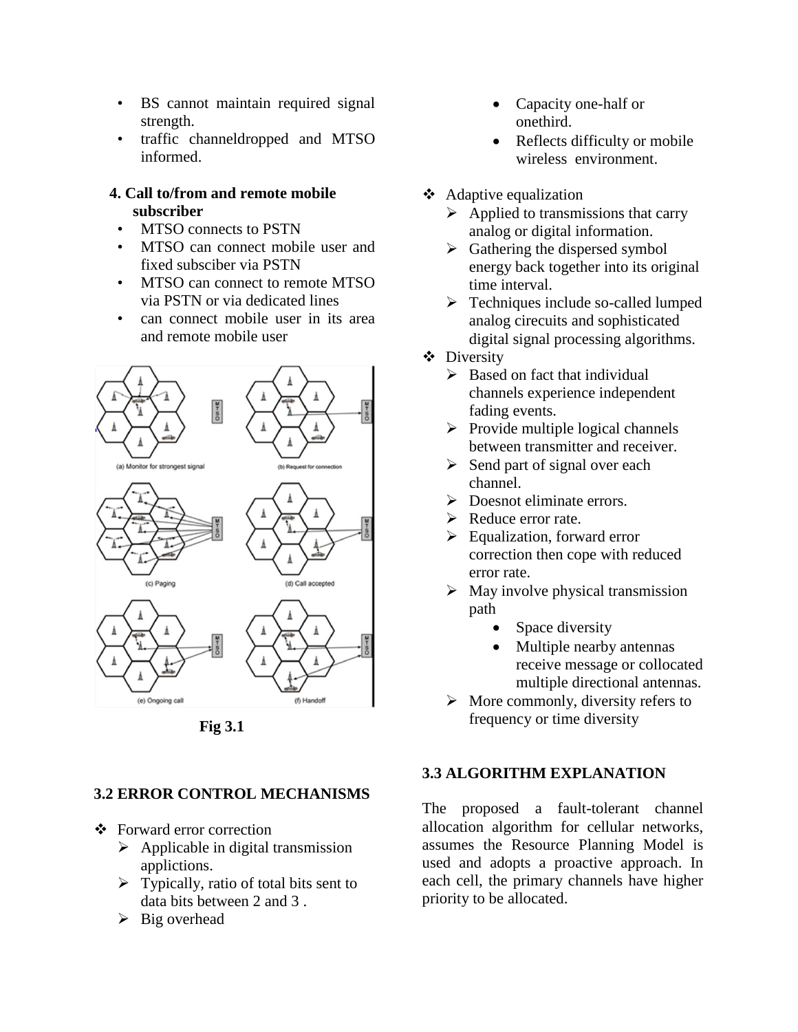- BS cannot maintain required signal strength.
- traffic channeldropped and MTSO informed.

**4. Call to/from and remote mobile subscriber**

- MTSO connects to PSTN
- MTSO can connect mobile user and fixed subsciber via PSTN
- MTSO can connect to remote MTSO via PSTN or via dedicated lines
- can connect mobile user in its area and remote mobile user

**Fig 3.1**

## 3.2 ERROR CONTROL MECHANISMS

- Forward error correction
  - Applicable in digital transmission applictions.
  - Typically, ratio of total bits sent to data bits between 2 and 3 .
  - Big overhead
    - Capacity one-half or onethird.
    - Reflects difficulty or mobile wireless environment.
- Adaptive equalization
  - Applied to transmissions that carry analog or digital information.
  - Gathering the dispersed symbol energy back together into its original time interval.
  - Techniques include so-called lumped analog cirecuits and sophisticated digital signal processing algorithms.
- Diversity
  - Based on fact that individual channels experience independent fading events.
  - Provide multiple logical channels between transmitter and receiver.
  - Send part of signal over each channel.
  - Doesnot eliminate errors.
  - Reduce error rate.
  - Equalization, forward error correction then cope with reduced error rate.
  - May involve physical transmission path
    - Space diversity
    - Multiple nearby antennas receive message or collocated multiple directional antennas.
  - More commonly, diversity refers to frequency or time diversity

## 3.3 ALGORITHM EXPLANATION

The proposed a fault-tolerant channel allocation algorithm for cellular networks, assumes the Resource Planning Model is used and adopts a proactive approach. In each cell, the primary channels have higher priority to be allocated.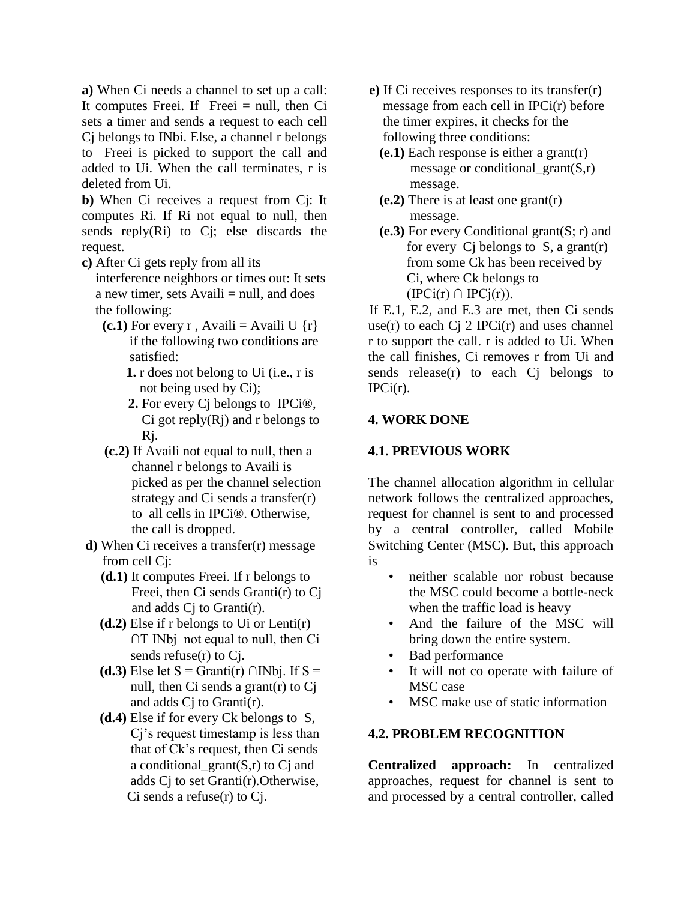**a)** When Ci needs a channel to set up a call: It computes Freei. If Freei = null, then Ci sets a timer and sends a request to each cell Cj belongs to INbi. Else, a channel r belongs to Freei is picked to support the call and added to Ui. When the call terminates, r is deleted from Ui.

**b)** When Ci receives a request from Cj: It computes Ri. If Ri not equal to null, then sends reply(Ri) to Cj; else discards the request.

**c)** After Ci gets reply from all its interference neighbors or times out: It sets a new timer, sets Availi = null, and does the following:

- **(c.1)** For every r , Availi = Availi U {r} if the following two conditions are satisfied:
  1. r does not belong to Ui (i.e., r is not being used by Ci);
  2. For every Cj belongs to IPCi®, Ci got reply(Rj) and r belongs to Rj.
- **(c.2)** If Availi not equal to null, then a channel r belongs to Availi is picked as per the channel selection strategy and Ci sends a transfer(r) to all cells in IPCi®. Otherwise, the call is dropped.

**d)** When Ci receives a transfer(r) message from cell Cj:

- **(d.1)** It computes Freei. If r belongs to Freei, then Ci sends Granti(r) to Cj and adds Cj to Granti(r).
- **(d.2)** Else if r belongs to Ui or Lenti(r) ∩T INbj not equal to null, then Ci sends refuse(r) to Cj.
- **(d.3)** Else let S = Granti(r) ∩INbj. If S = null, then Ci sends a grant(r) to Cj and adds Cj to Granti(r).
- **(d.4)** Else if for every Ck belongs to S, Cj's request timestamp is less than that of Ck's request, then Ci sends a conditional_grant(S,r) to Cj and adds Cj to set Granti(r).Otherwise, Ci sends a refuse(r) to Cj.

**e)** If Ci receives responses to its transfer(r) message from each cell in IPCi(r) before the timer expires, it checks for the following three conditions:

- **(e.1)** Each response is either a grant(r) message or conditional_grant(S,r) message.
- **(e.2)** There is at least one grant(r) message.
- **(e.3)** For every Conditional grant(S; r) and for every Cj belongs to S, a grant(r) from some Ck has been received by Ci, where Ck belongs to (IPCi(r) ∩ IPCj(r)).

If E.1, E.2, and E.3 are met, then Ci sends use(r) to each Cj 2 IPCi(r) and uses channel r to support the call. r is added to Ui. When the call finishes, Ci removes r from Ui and sends release(r) to each Cj belongs to IPCi(r).

## 4. WORK DONE

### 4.1. PREVIOUS WORK

The channel allocation algorithm in cellular network follows the centralized approaches, request for channel is sent to and processed by a central controller, called Mobile Switching Center (MSC). But, this approach is

- neither scalable nor robust because the MSC could become a bottle-neck when the traffic load is heavy
- And the failure of the MSC will bring down the entire system.
- Bad performance
- It will not co operate with failure of MSC case
- MSC make use of static information

### 4.2. PROBLEM RECOGNITION

**Centralized approach:** In centralized approaches, request for channel is sent to and processed by a central controller, called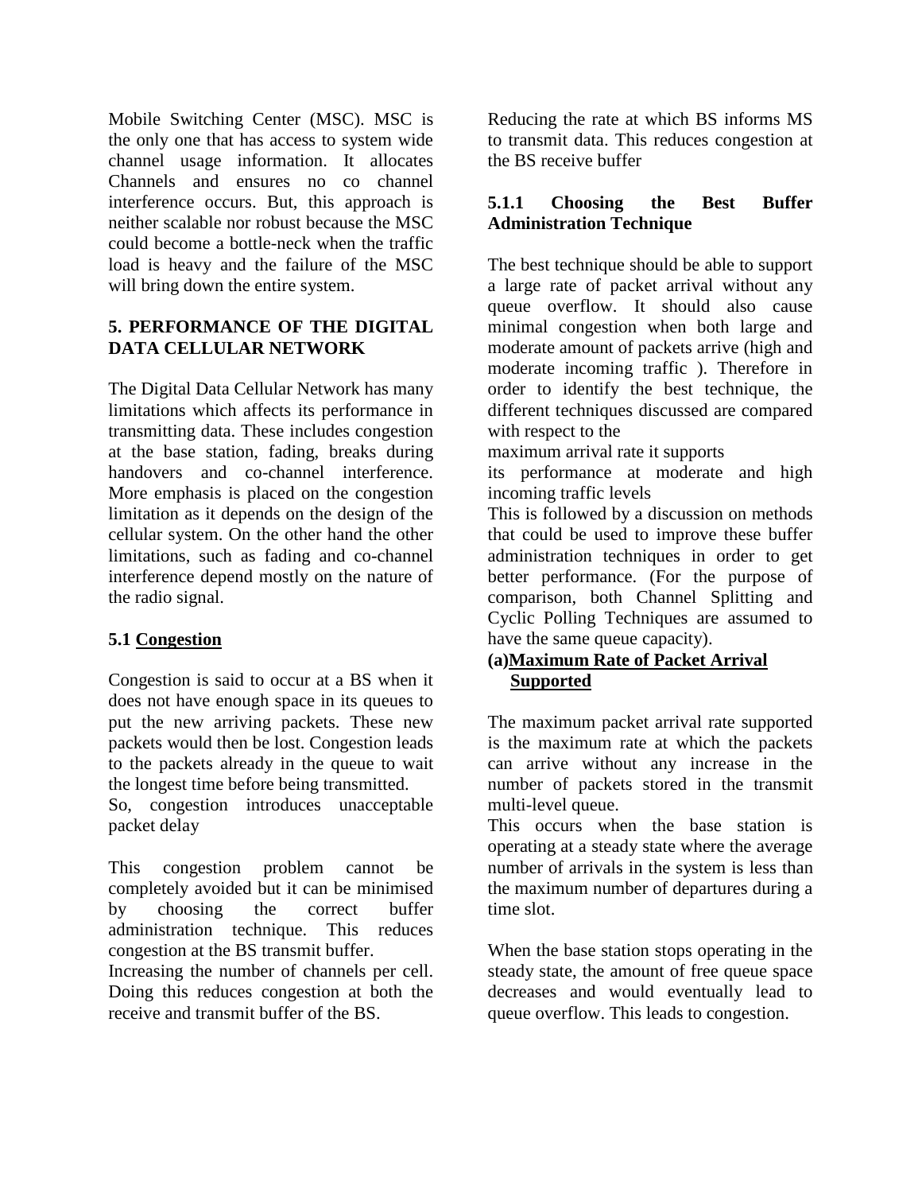Mobile Switching Center (MSC). MSC is the only one that has access to system wide channel usage information. It allocates Channels and ensures no co channel interference occurs. But, this approach is neither scalable nor robust because the MSC could become a bottle-neck when the traffic load is heavy and the failure of the MSC will bring down the entire system.

## 5. PERFORMANCE OF THE DIGITAL DATA CELLULAR NETWORK

The Digital Data Cellular Network has many limitations which affects its performance in transmitting data. These includes congestion at the base station, fading, breaks during handovers and co-channel interference. More emphasis is placed on the congestion limitation as it depends on the design of the cellular system. On the other hand the other limitations, such as fading and co-channel interference depend mostly on the nature of the radio signal.

### 5.1 Congestion

Congestion is said to occur at a BS when it does not have enough space in its queues to put the new arriving packets. These new packets would then be lost. Congestion leads to the packets already in the queue to wait the longest time before being transmitted.
So, congestion introduces unacceptable packet delay

This congestion problem cannot be completely avoided but it can be minimised by choosing the correct buffer administration technique. This reduces congestion at the BS transmit buffer.
Increasing the number of channels per cell. Doing this reduces congestion at both the receive and transmit buffer of the BS.
Reducing the rate at which BS informs MS to transmit data. This reduces congestion at the BS receive buffer

#### 5.1.1 Choosing the Best Buffer Administration Technique

The best technique should be able to support a large rate of packet arrival without any queue overflow. It should also cause minimal congestion when both large and moderate amount of packets arrive (high and moderate incoming traffic ). Therefore in order to identify the best technique, the different techniques discussed are compared with respect to the
maximum arrival rate it supports
its performance at moderate and high incoming traffic levels
This is followed by a discussion on methods that could be used to improve these buffer administration techniques in order to get better performance. (For the purpose of comparison, both Channel Splitting and Cyclic Polling Techniques are assumed to have the same queue capacity).

**(a) Maximum Rate of Packet Arrival Supported**

The maximum packet arrival rate supported is the maximum rate at which the packets can arrive without any increase in the number of packets stored in the transmit multi-level queue.
This occurs when the base station is operating at a steady state where the average number of arrivals in the system is less than the maximum number of departures during a time slot.

When the base station stops operating in the steady state, the amount of free queue space decreases and would eventually lead to queue overflow. This leads to congestion.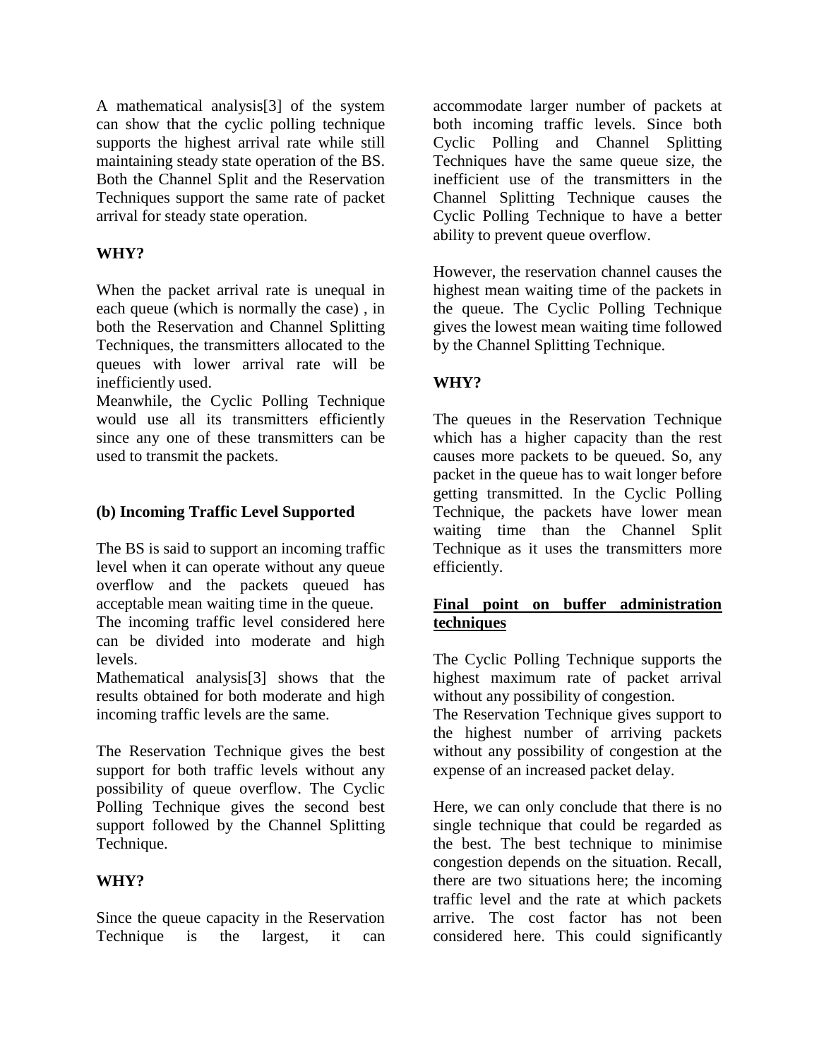A mathematical analysis[3] of the system can show that the cyclic polling technique supports the highest arrival rate while still maintaining steady state operation of the BS. Both the Channel Split and the Reservation Techniques support the same rate of packet arrival for steady state operation.

**WHY?**

When the packet arrival rate is unequal in each queue (which is normally the case) , in both the Reservation and Channel Splitting Techniques, the transmitters allocated to the queues with lower arrival rate will be inefficiently used.

Meanwhile, the Cyclic Polling Technique would use all its transmitters efficiently since any one of these transmitters can be used to transmit the packets.

**(b) Incoming Traffic Level Supported**

The BS is said to support an incoming traffic level when it can operate without any queue overflow and the packets queued has acceptable mean waiting time in the queue.

The incoming traffic level considered here can be divided into moderate and high levels.

Mathematical analysis[3] shows that the results obtained for both moderate and high incoming traffic levels are the same.

The Reservation Technique gives the best support for both traffic levels without any possibility of queue overflow. The Cyclic Polling Technique gives the second best support followed by the Channel Splitting Technique.

**WHY?**

Since the queue capacity in the Reservation Technique is the largest, it can accommodate larger number of packets at both incoming traffic levels. Since both Cyclic Polling and Channel Splitting Techniques have the same queue size, the inefficient use of the transmitters in the Channel Splitting Technique causes the Cyclic Polling Technique to have a better ability to prevent queue overflow.

However, the reservation channel causes the highest mean waiting time of the packets in the queue. The Cyclic Polling Technique gives the lowest mean waiting time followed by the Channel Splitting Technique.

**WHY?**

The queues in the Reservation Technique which has a higher capacity than the rest causes more packets to be queued. So, any packet in the queue has to wait longer before getting transmitted. In the Cyclic Polling Technique, the packets have lower mean waiting time than the Channel Split Technique as it uses the transmitters more efficiently.

**<u>Final point on buffer administration techniques</u>**

The Cyclic Polling Technique supports the highest maximum rate of packet arrival without any possibility of congestion.

The Reservation Technique gives support to the highest number of arriving packets without any possibility of congestion at the expense of an increased packet delay.

Here, we can only conclude that there is no single technique that could be regarded as the best. The best technique to minimise congestion depends on the situation. Recall, there are two situations here; the incoming traffic level and the rate at which packets arrive. The cost factor has not been considered here. This could significantly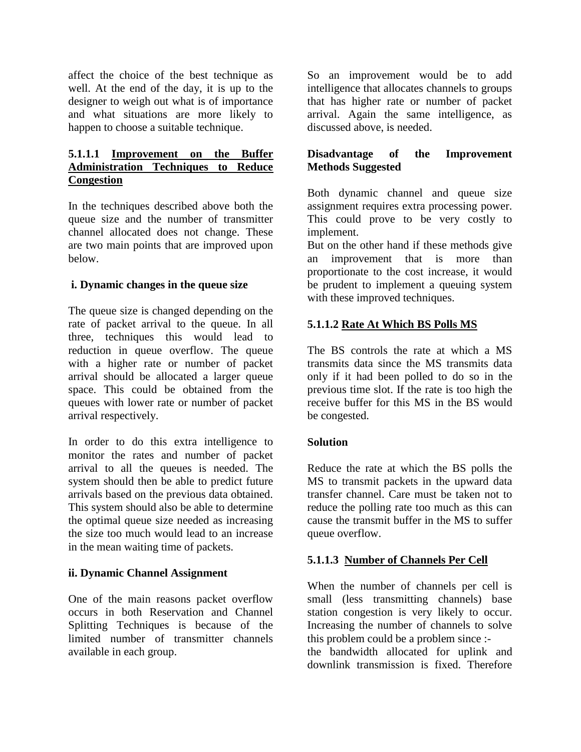affect the choice of the best technique as well. At the end of the day, it is up to the designer to weigh out what is of importance and what situations are more likely to happen to choose a suitable technique.

#### 5.1.1.1 Improvement on the Buffer Administration Techniques to Reduce Congestion

In the techniques described above both the queue size and the number of transmitter channel allocated does not change. These are two main points that are improved upon below.

**i. Dynamic changes in the queue size**

The queue size is changed depending on the rate of packet arrival to the queue. In all three, techniques this would lead to reduction in queue overflow. The queue with a higher rate or number of packet arrival should be allocated a larger queue space. This could be obtained from the queues with lower rate or number of packet arrival respectively.

In order to do this extra intelligence to monitor the rates and number of packet arrival to all the queues is needed. The system should then be able to predict future arrivals based on the previous data obtained. This system should also be able to determine the optimal queue size needed as increasing the size too much would lead to an increase in the mean waiting time of packets.

**ii. Dynamic Channel Assignment**

One of the main reasons packet overflow occurs in both Reservation and Channel Splitting Techniques is because of the limited number of transmitter channels available in each group.

So an improvement would be to add intelligence that allocates channels to groups that has higher rate or number of packet arrival. Again the same intelligence, as discussed above, is needed.

**Disadvantage of the Improvement Methods Suggested**

Both dynamic channel and queue size assignment requires extra processing power. This could prove to be very costly to implement.
But on the other hand if these methods give an improvement that is more than proportionate to the cost increase, it would be prudent to implement a queuing system with these improved techniques.

#### 5.1.1.2 Rate At Which BS Polls MS

The BS controls the rate at which a MS transmits data since the MS transmits data only if it had been polled to do so in the previous time slot. If the rate is too high the receive buffer for this MS in the BS would be congested.

**Solution**

Reduce the rate at which the BS polls the MS to transmit packets in the upward data transfer channel. Care must be taken not to reduce the polling rate too much as this can cause the transmit buffer in the MS to suffer queue overflow.

#### 5.1.1.3 Number of Channels Per Cell

When the number of channels per cell is small (less transmitting channels) base station congestion is very likely to occur. Increasing the number of channels to solve this problem could be a problem since :-
the bandwidth allocated for uplink and downlink transmission is fixed. Therefore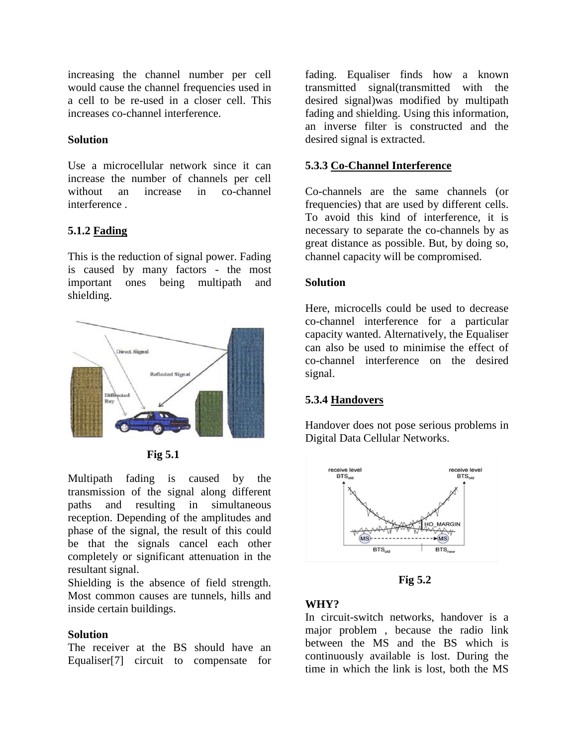increasing the channel number per cell would cause the channel frequencies used in a cell to be re-used in a closer cell. This increases co-channel interference.

**Solution**

Use a microcellular network since it can increase the number of channels per cell without an increase in co-channel interference .

### 5.1.2 Fading

This is the reduction of signal power. Fading is caused by many factors - the most important ones being multipath and shielding.

**Fig 5.1**

Multipath fading is caused by the transmission of the signal along different paths and resulting in simultaneous reception. Depending of the amplitudes and phase of the signal, the result of this could be that the signals cancel each other completely or significant attenuation in the resultant signal.
Shielding is the absence of field strength. Most common causes are tunnels, hills and inside certain buildings.

**Solution**
The receiver at the BS should have an Equaliser[7] circuit to compensate for fading. Equaliser finds how a known transmitted signal(transmitted with the desired signal)was modified by multipath fading and shielding. Using this information, an inverse filter is constructed and the desired signal is extracted.

### 5.3.3 Co-Channel Interference

Co-channels are the same channels (or frequencies) that are used by different cells. To avoid this kind of interference, it is necessary to separate the co-channels by as great distance as possible. But, by doing so, channel capacity will be compromised.

**Solution**

Here, microcells could be used to decrease co-channel interference for a particular capacity wanted. Alternatively, the Equaliser can also be used to minimise the effect of co-channel interference on the desired signal.

### 5.3.4 Handovers

Handover does not pose serious problems in Digital Data Cellular Networks.

**Fig 5.2**

**WHY?**
In circuit-switch networks, handover is a major problem , because the radio link between the MS and the BS which is continuously available is lost. During the time in which the link is lost, both the MS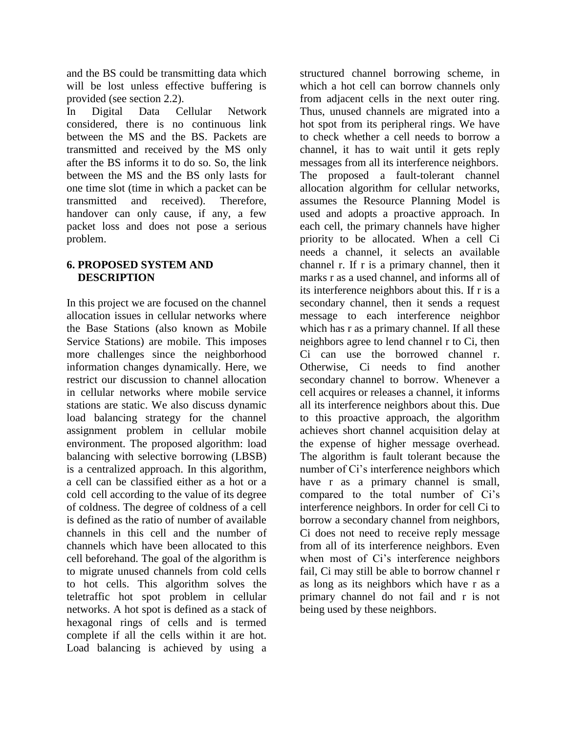and the BS could be transmitting data which will be lost unless effective buffering is provided (see section 2.2).

In Digital Data Cellular Network considered, there is no continuous link between the MS and the BS. Packets are transmitted and received by the MS only after the BS informs it to do so. So, the link between the MS and the BS only lasts for one time slot (time in which a packet can be transmitted and received). Therefore, handover can only cause, if any, a few packet loss and does not pose a serious problem.

## 6. PROPOSED SYSTEM AND DESCRIPTION

In this project we are focused on the channel allocation issues in cellular networks where the Base Stations (also known as Mobile Service Stations) are mobile. This imposes more challenges since the neighborhood information changes dynamically. Here, we restrict our discussion to channel allocation in cellular networks where mobile service stations are static. We also discuss dynamic load balancing strategy for the channel assignment problem in cellular mobile environment. The proposed algorithm: load balancing with selective borrowing (LBSB) is a centralized approach. In this algorithm, a cell can be classified either as a hot or a cold cell according to the value of its degree of coldness. The degree of coldness of a cell is defined as the ratio of number of available channels in this cell and the number of channels which have been allocated to this cell beforehand. The goal of the algorithm is to migrate unused channels from cold cells to hot cells. This algorithm solves the teletraffic hot spot problem in cellular networks. A hot spot is defined as a stack of hexagonal rings of cells and is termed complete if all the cells within it are hot. Load balancing is achieved by using a structured channel borrowing scheme, in which a hot cell can borrow channels only from adjacent cells in the next outer ring. Thus, unused channels are migrated into a hot spot from its peripheral rings. We have to check whether a cell needs to borrow a channel, it has to wait until it gets reply messages from all its interference neighbors. The proposed a fault-tolerant channel allocation algorithm for cellular networks, assumes the Resource Planning Model is used and adopts a proactive approach. In each cell, the primary channels have higher priority to be allocated. When a cell Ci needs a channel, it selects an available channel r. If r is a primary channel, then it marks r as a used channel, and informs all of its interference neighbors about this. If r is a secondary channel, then it sends a request message to each interference neighbor which has r as a primary channel. If all these neighbors agree to lend channel r to Ci, then Ci can use the borrowed channel r. Otherwise, Ci needs to find another secondary channel to borrow. Whenever a cell acquires or releases a channel, it informs all its interference neighbors about this. Due to this proactive approach, the algorithm achieves short channel acquisition delay at the expense of higher message overhead. The algorithm is fault tolerant because the number of Ci's interference neighbors which have r as a primary channel is small, compared to the total number of Ci's interference neighbors. In order for cell Ci to borrow a secondary channel from neighbors, Ci does not need to receive reply message from all of its interference neighbors. Even when most of Ci's interference neighbors fail, Ci may still be able to borrow channel r as long as its neighbors which have r as a primary channel do not fail and r is not being used by these neighbors.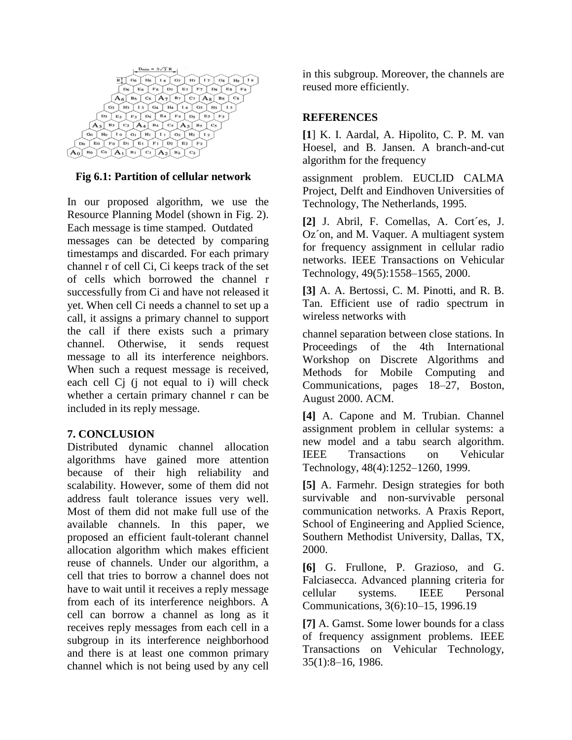Fig 6.1: Partition of cellular network

In our proposed algorithm, we use the Resource Planning Model (shown in Fig. 2). Each message is time stamped. Outdated messages can be detected by comparing timestamps and discarded. For each primary channel r of cell Ci, Ci keeps track of the set of cells which borrowed the channel r successfully from Ci and have not released it yet. When cell Ci needs a channel to set up a call, it assigns a primary channel to support the call if there exists such a primary channel. Otherwise, it sends request message to all its interference neighbors. When such a request message is received, each cell Cj (j not equal to i) will check whether a certain primary channel r can be included in its reply message.

## 7. CONCLUSION

Distributed dynamic channel allocation algorithms have gained more attention because of their high reliability and scalability. However, some of them did not address fault tolerance issues very well. Most of them did not make full use of the available channels. In this paper, we proposed an efficient fault-tolerant channel allocation algorithm which makes efficient reuse of channels. Under our algorithm, a cell that tries to borrow a channel does not have to wait until it receives a reply message from each of its interference neighbors. A cell can borrow a channel as long as it receives reply messages from each cell in a subgroup in its interference neighborhood and there is at least one common primary channel which is not being used by any cell in this subgroup. Moreover, the channels are reused more efficiently.

## REFERENCES

**[1]** K. I. Aardal, A. Hipolito, C. P. M. van Hoesel, and B. Jansen. A branch-and-cut algorithm for the frequency assignment problem. EUCLID CALMA Project, Delft and Eindhoven Universities of Technology, The Netherlands, 1995.

**[2]** J. Abril, F. Comellas, A. Cort´es, J. Oz´on, and M. Vaquer. A multiagent system for frequency assignment in cellular radio networks. IEEE Transactions on Vehicular Technology, 49(5):1558–1565, 2000.

**[3]** A. A. Bertossi, C. M. Pinotti, and R. B. Tan. Efficient use of radio spectrum in wireless networks with channel separation between close stations. In Proceedings of the 4th International Workshop on Discrete Algorithms and Methods for Mobile Computing and Communications, pages 18–27, Boston, August 2000. ACM.

**[4]** A. Capone and M. Trubian. Channel assignment problem in cellular systems: a new model and a tabu search algorithm. IEEE Transactions on Vehicular Technology, 48(4):1252–1260, 1999.

**[5]** A. Farmehr. Design strategies for both survivable and non-survivable personal communication networks. A Praxis Report, School of Engineering and Applied Science, Southern Methodist University, Dallas, TX, 2000.

**[6]** G. Frullone, P. Grazioso, and G. Falciasecca. Advanced planning criteria for cellular systems. IEEE Personal Communications, 3(6):10–15, 1996.19

**[7]** A. Gamst. Some lower bounds for a class of frequency assignment problems. IEEE Transactions on Vehicular Technology, 35(1):8–16, 1986.